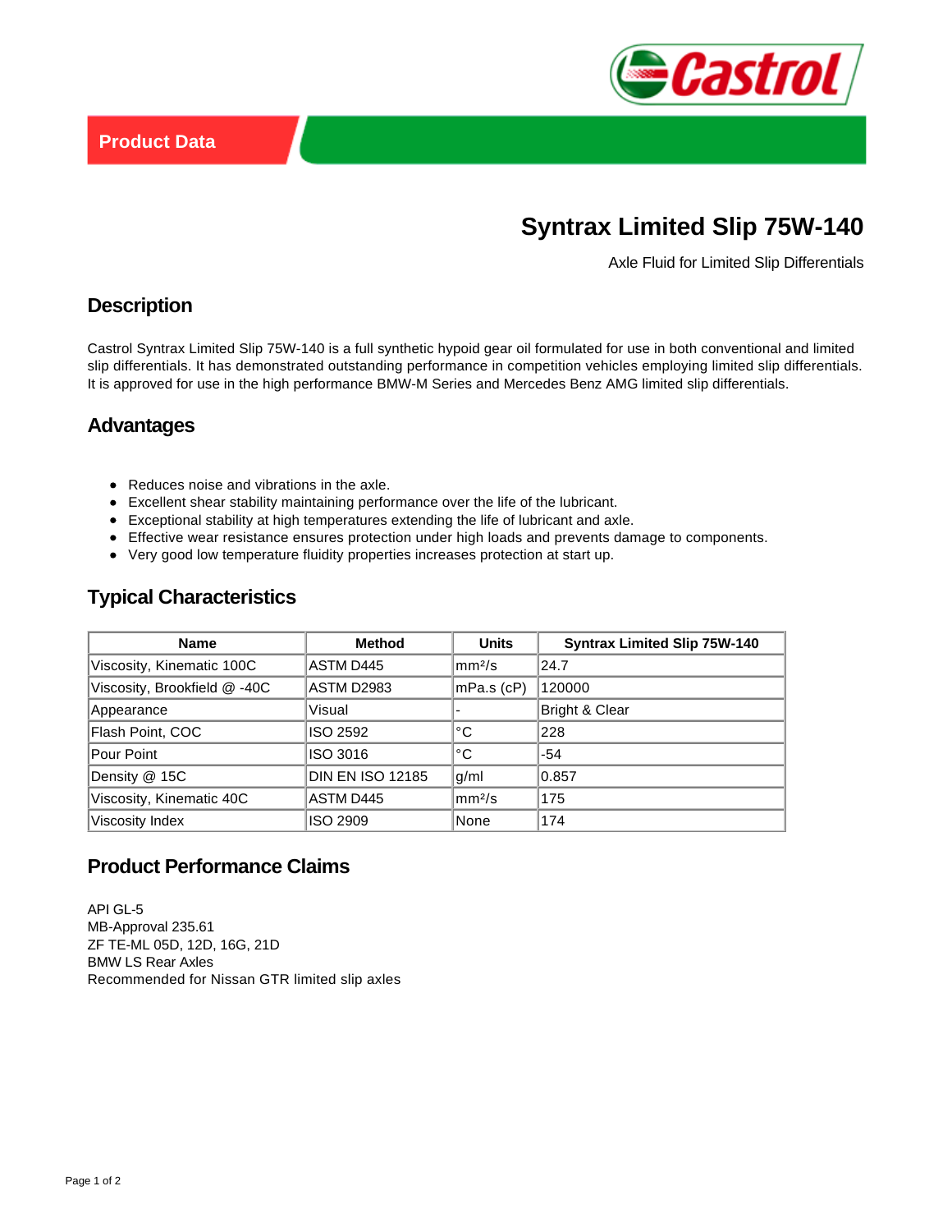Product Data

# Syntrax Limited Slip 75W-140

Axle Fluid for Limited Slip Differentials

## Description

Castrol Syntrax Limited Slip 75W-140 is a full synthetic hypoid gear oil formulated for use in both conventional and limited slip differentials. It has demonstrated outstanding performance in competition vehicles employing limited slip differentials. It is approved for use in the high performance BMW-M Series and Mercedes Benz AMG limited slip differentials.

## Advantages

- Reduces noise and vibrations in the axle.
- Excellent shear stability maintaining performance over the life of the lubricant.
- Exceptional stability at high temperatures extending the life of lubricant and axle.
- Effective wear resistance ensures protection under high loads and prevents damage to components.
- Very good low temperature fluidity properties increases protection at start up.

## Typical Characteristics

| Name | Method | Units | Syntrax Limited Slip 75W-140 |
|---|---|---|---|
| Viscosity, Kinematic 100C | ASTM D445 | $mm^2/s$ | 24.7 |
| Viscosity, Brookfield @ -40C | ASTM D2983 | mPa.s (cP) | 120000 |
| Appearance | Visual | - | Bright & Clear |
| Flash Point, COC | ISO 2592 | °C | 228 |
| Pour Point | ISO 3016 | °C | -54 |
| Density @ 15C | DIN EN ISO 12185 | g/ml | 0.857 |
| Viscosity, Kinematic 40C | ASTM D445 | $mm^2/s$ | 175 |
| Viscosity Index | ISO 2909 | None | 174 |

## Product Performance Claims

API GL-5
MB-Approval 235.61
ZF TE-ML 05D, 12D, 16G, 21D
BMW LS Rear Axles
Recommended for Nissan GTR limited slip axles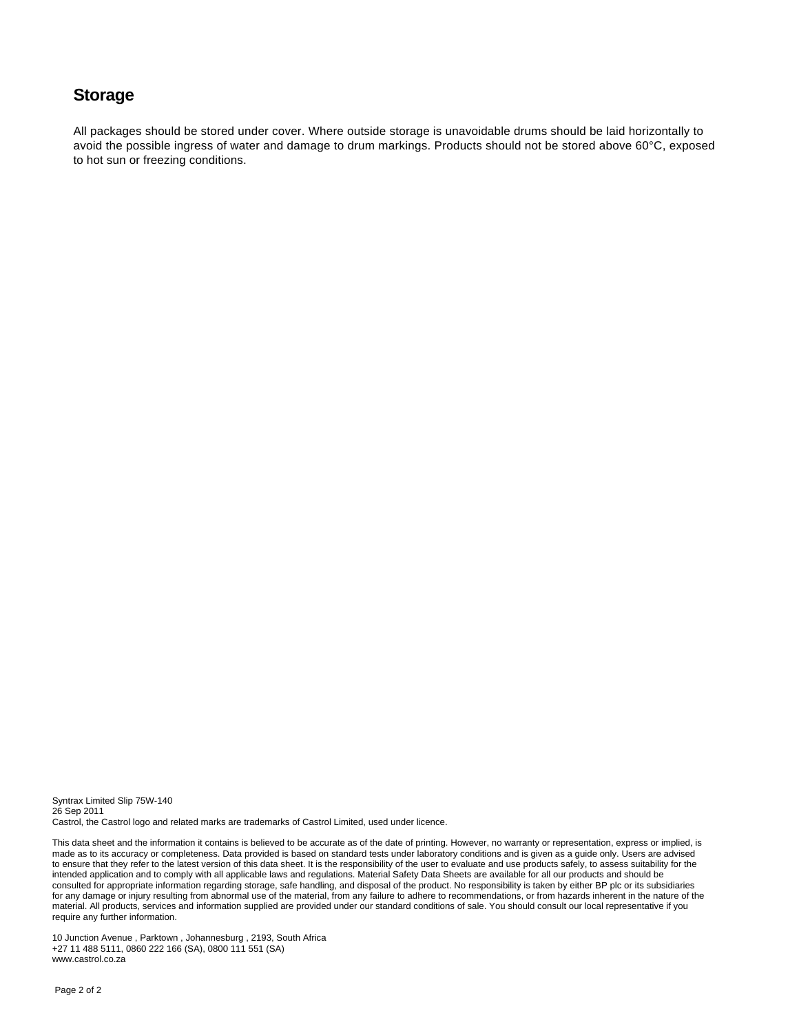## Storage

All packages should be stored under cover. Where outside storage is unavoidable drums should be laid horizontally to avoid the possible ingress of water and damage to drum markings. Products should not be stored above 60°C, exposed to hot sun or freezing conditions.

Syntrax Limited Slip 75W-140
26 Sep 2011
Castrol, the Castrol logo and related marks are trademarks of Castrol Limited, used under licence.

This data sheet and the information it contains is believed to be accurate as of the date of printing. However, no warranty or representation, express or implied, is made as to its accuracy or completeness. Data provided is based on standard tests under laboratory conditions and is given as a guide only. Users are advised to ensure that they refer to the latest version of this data sheet. It is the responsibility of the user to evaluate and use products safely, to assess suitability for the intended application and to comply with all applicable laws and regulations. Material Safety Data Sheets are available for all our products and should be consulted for appropriate information regarding storage, safe handling, and disposal of the product. No responsibility is taken by either BP plc or its subsidiaries for any damage or injury resulting from abnormal use of the material, from any failure to adhere to recommendations, or from hazards inherent in the nature of the material. All products, services and information supplied are provided under our standard conditions of sale. You should consult our local representative if you require any further information.

10 Junction Avenue , Parktown , Johannesburg , 2193, South Africa
+27 11 488 5111, 0860 222 166 (SA), 0800 111 551 (SA)
www.castrol.co.za